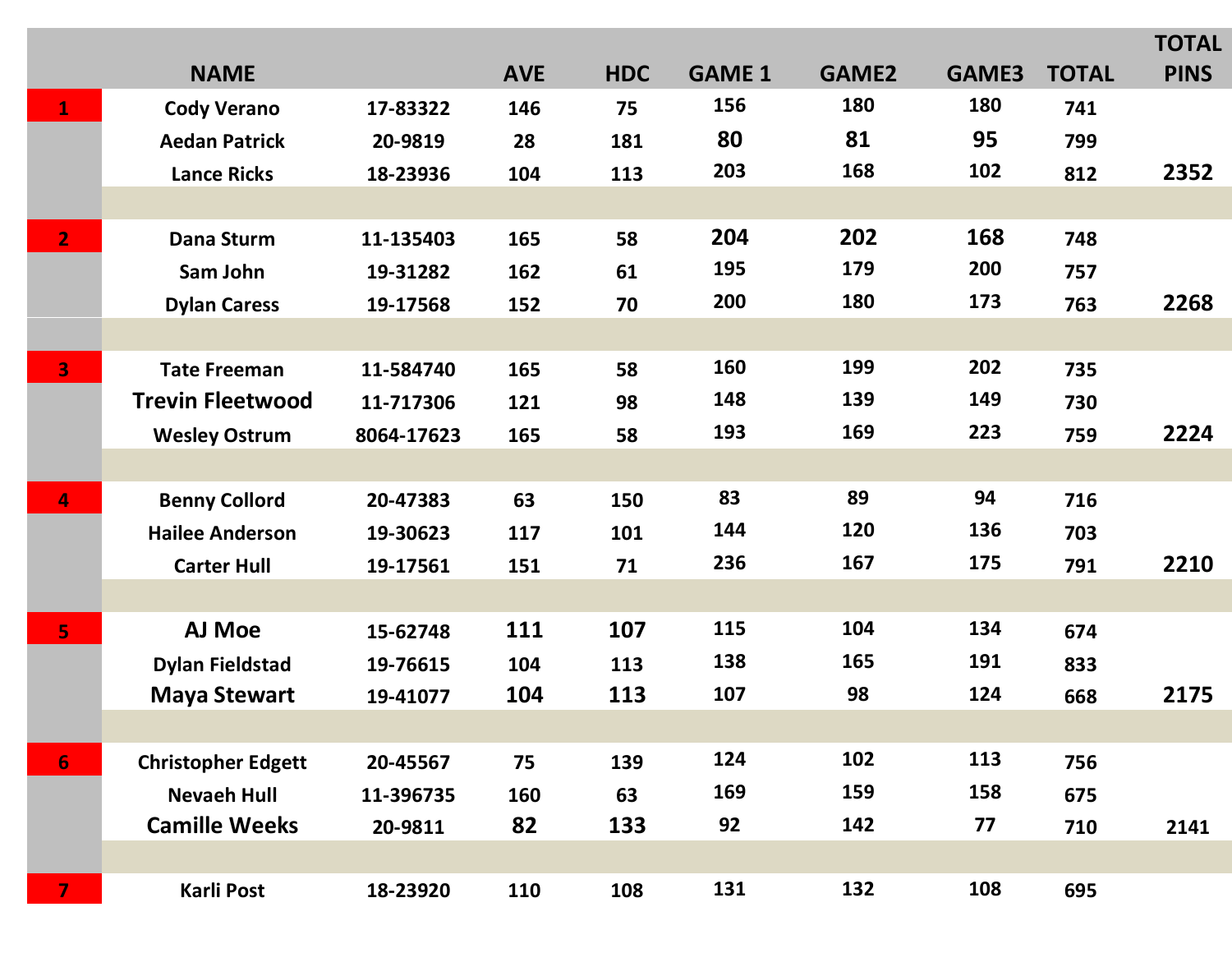| | NAME | | AVE | HDC | GAME 1 | GAME2 | GAME3 | TOTAL | TOTAL PINS |
|---|---|---|---|---|---|---|---|---|---|
| 1 | Cody Verano | 17-83322 | 146 | 75 | 156 | 180 | 180 | 741 | |
| | Aedan Patrick | 20-9819 | 28 | 181 | 80 | 81 | 95 | 799 | |
| | Lance Ricks | 18-23936 | 104 | 113 | 203 | 168 | 102 | 812 | 2352 |
| | | | | | | | | | |
| 2 | Dana Sturm | 11-135403 | 165 | 58 | 204 | 202 | 168 | 748 | |
| | Sam John | 19-31282 | 162 | 61 | 195 | 179 | 200 | 757 | |
| | Dylan Caress | 19-17568 | 152 | 70 | 200 | 180 | 173 | 763 | 2268 |
| | | | | | | | | | |
| 3 | Tate Freeman | 11-584740 | 165 | 58 | 160 | 199 | 202 | 735 | |
| | Trevin Fleetwood | 11-717306 | 121 | 98 | 148 | 139 | 149 | 730 | |
| | Wesley Ostrum | 8064-17623 | 165 | 58 | 193 | 169 | 223 | 759 | 2224 |
| | | | | | | | | | |
| 4 | Benny Collord | 20-47383 | 63 | 150 | 83 | 89 | 94 | 716 | |
| | Hailee Anderson | 19-30623 | 117 | 101 | 144 | 120 | 136 | 703 | |
| | Carter Hull | 19-17561 | 151 | 71 | 236 | 167 | 175 | 791 | 2210 |
| | | | | | | | | | |
| 5 | AJ Moe | 15-62748 | 111 | 107 | 115 | 104 | 134 | 674 | |
| | Dylan Fieldstad | 19-76615 | 104 | 113 | 138 | 165 | 191 | 833 | |
| | Maya Stewart | 19-41077 | 104 | 113 | 107 | 98 | 124 | 668 | 2175 |
| | | | | | | | | | |
| 6 | Christopher Edgett | 20-45567 | 75 | 139 | 124 | 102 | 113 | 756 | |
| | Nevaeh Hull | 11-396735 | 160 | 63 | 169 | 159 | 158 | 675 | |
| | Camille Weeks | 20-9811 | 82 | 133 | 92 | 142 | 77 | 710 | 2141 |
| | | | | | | | | | |
| 7 | Karli Post | 18-23920 | 110 | 108 | 131 | 132 | 108 | 695 | |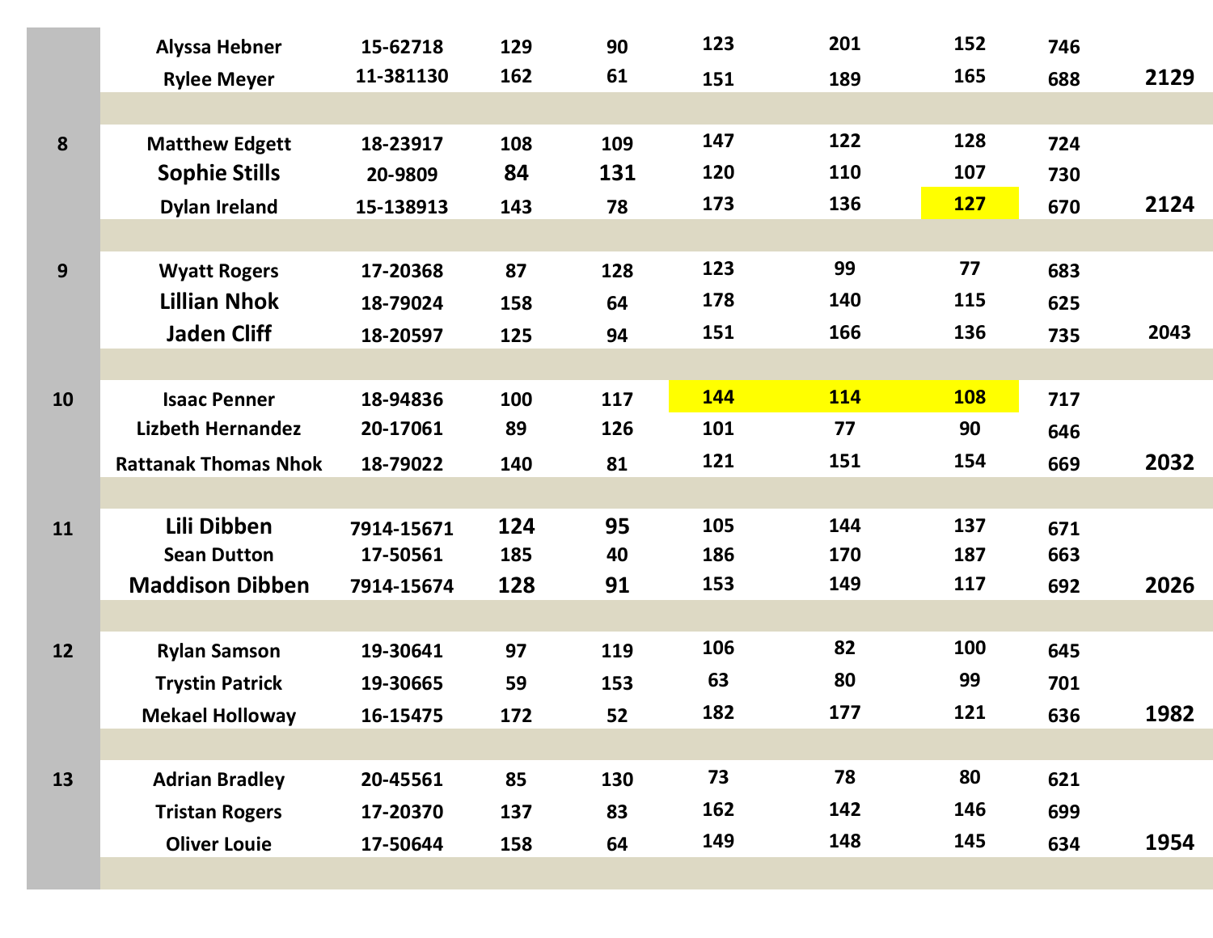| | | | | | | | | | |
|---|---|---|---|---|---|---|---|---|---|
| | Alyssa Hebner | 15-62718 | 129 | 90 | 123 | 201 | 152 | 746 | |
| | Rylee Meyer | 11-381130 | 162 | 61 | 151 | 189 | 165 | 688 | 2129 |
| | | | | | | | | | |
| 8 | Matthew Edgett | 18-23917 | 108 | 109 | 147 | 122 | 128 | 724 | |
| | Sophie Stills | 20-9809 | 84 | 131 | 120 | 110 | 107 | 730 | |
| | Dylan Ireland | 15-138913 | 143 | 78 | 173 | 136 | 127 | 670 | 2124 |
| | | | | | | | | | |
| 9 | Wyatt Rogers | 17-20368 | 87 | 128 | 123 | 99 | 77 | 683 | |
| | Lillian Nhok | 18-79024 | 158 | 64 | 178 | 140 | 115 | 625 | |
| | Jaden Cliff | 18-20597 | 125 | 94 | 151 | 166 | 136 | 735 | 2043 |
| | | | | | | | | | |
| 10 | Isaac Penner | 18-94836 | 100 | 117 | 144 | 114 | 108 | 717 | |
| | Lizbeth Hernandez | 20-17061 | 89 | 126 | 101 | 77 | 90 | 646 | |
| | Rattanak Thomas Nhok | 18-79022 | 140 | 81 | 121 | 151 | 154 | 669 | 2032 |
| | | | | | | | | | |
| 11 | Lili Dibben | 7914-15671 | 124 | 95 | 105 | 144 | 137 | 671 | |
| | Sean Dutton | 17-50561 | 185 | 40 | 186 | 170 | 187 | 663 | |
| | Maddison Dibben | 7914-15674 | 128 | 91 | 153 | 149 | 117 | 692 | 2026 |
| | | | | | | | | | |
| 12 | Rylan Samson | 19-30641 | 97 | 119 | 106 | 82 | 100 | 645 | |
| | Trystin Patrick | 19-30665 | 59 | 153 | 63 | 80 | 99 | 701 | |
| | Mekael Holloway | 16-15475 | 172 | 52 | 182 | 177 | 121 | 636 | 1982 |
| | | | | | | | | | |
| 13 | Adrian Bradley | 20-45561 | 85 | 130 | 73 | 78 | 80 | 621 | |
| | Tristan Rogers | 17-20370 | 137 | 83 | 162 | 142 | 146 | 699 | |
| | Oliver Louie | 17-50644 | 158 | 64 | 149 | 148 | 145 | 634 | 1954 |